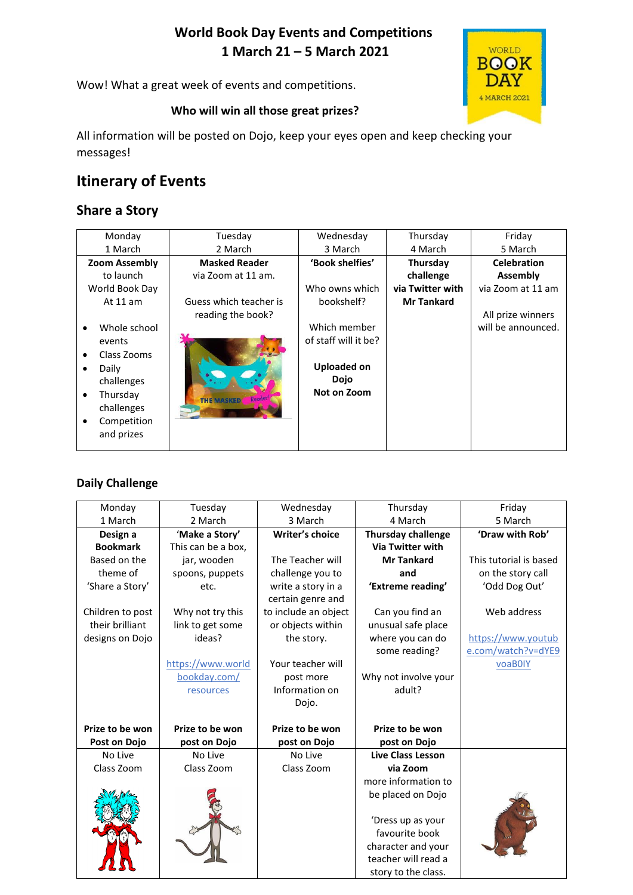# World Book Day Events and Competitions
## 1 March 21 – 5 March 2021

Wow! What a great week of events and competitions.

**Who will win all those great prizes?**

All information will be posted on Dojo, keep your eyes open and keep checking your messages!

## Itinerary of Events

### Share a Story

| Monday 1 March | Tuesday 2 March | Wednesday 3 March | Thursday 4 March | Friday 5 March |
|---|---|---|---|---|
| **Zoom Assembly** to launch World Book Day At 11 am<br>• Whole school events<br>• Class Zooms<br>• Daily challenges<br>• Thursday challenges<br>• Competition and prizes | **Masked Reader** via Zoom at 11 am.<br><br>Guess which teacher is reading the book? | **'Book shelfies'**<br><br>Who owns which bookshelf?<br><br>Which member of staff will it be?<br><br>**Uploaded on Dojo Not on Zoom** | **Thursday challenge via Twitter with Mr Tankard** | **Celebration Assembly** via Zoom at 11 am<br><br>All prize winners will be announced. |

### Daily Challenge

| Monday 1 March | Tuesday 2 March | Wednesday 3 March | Thursday 4 March | Friday 5 March |
|---|---|---|---|---|
| **Design a Bookmark** Based on the theme of 'Share a Story'<br><br>Children to post their brilliant designs on Dojo | **'Make a Story'** This can be a box, jar, wooden spoons, puppets etc.<br><br>Why not try this link to get some ideas?<br><br>https://www.worldbookday.com/resources | **Writer's choice**<br><br>The Teacher will challenge you to write a story in a certain genre and to include an object or objects within the story.<br><br>Your teacher will post more Information on Dojo. | **Thursday challenge Via Twitter with Mr Tankard and 'Extreme reading'**<br><br>Can you find an unusual safe place where you can do some reading?<br><br>Why not involve your adult? | **'Draw with Rob'**<br><br>This tutorial is based on the story call 'Odd Dog Out'<br><br>Web address<br><br>https://www.youtube.com/watch?v=dYE9voaB0IY |
| **Prize to be won Post on Dojo** | **Prize to be won post on Dojo** | **Prize to be won post on Dojo** | **Prize to be won post on Dojo** | |
| No Live Class Zoom | No Live Class Zoom | No Live Class Zoom | **Live Class Lesson via Zoom** more information to be placed on Dojo<br><br>'Dress up as your favourite book character and your teacher will read a story to the class. | |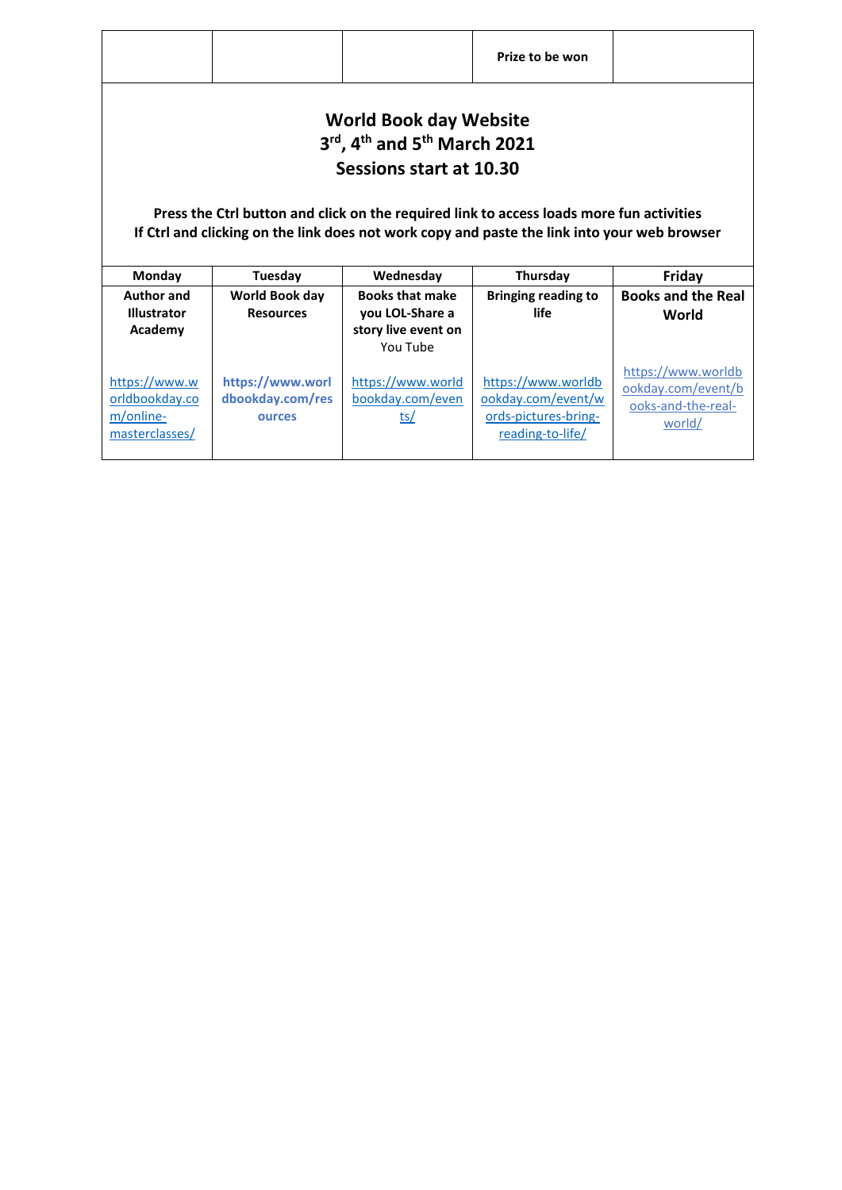| | | | | |
|---|---|---|---|---|
| | | | Prize to be won | |

## World Book day Website
## 3rd, 4th and 5th March 2021
## Sessions start at 10.30

**Press the Ctrl button and click on the required link to access loads more fun activities**
**If Ctrl and clicking on the link does not work copy and paste the link into your web browser**

| Monday | Tuesday | Wednesday | Thursday | Friday |
|---|---|---|---|---|
| **Author and Illustrator Academy** https://www.worldbookday.com/online-masterclasses/ | **World Book day Resources** **https://www.worldbookday.com/resources** | **Books that make you LOL-Share a story live event on** You Tube https://www.worldbookday.com/events/ | **Bringing reading to life** https://www.worldbookday.com/event/words-pictures-bring-reading-to-life/ | **Books and the Real World** https://www.worldbookday.com/event/books-and-the-real-world/ |